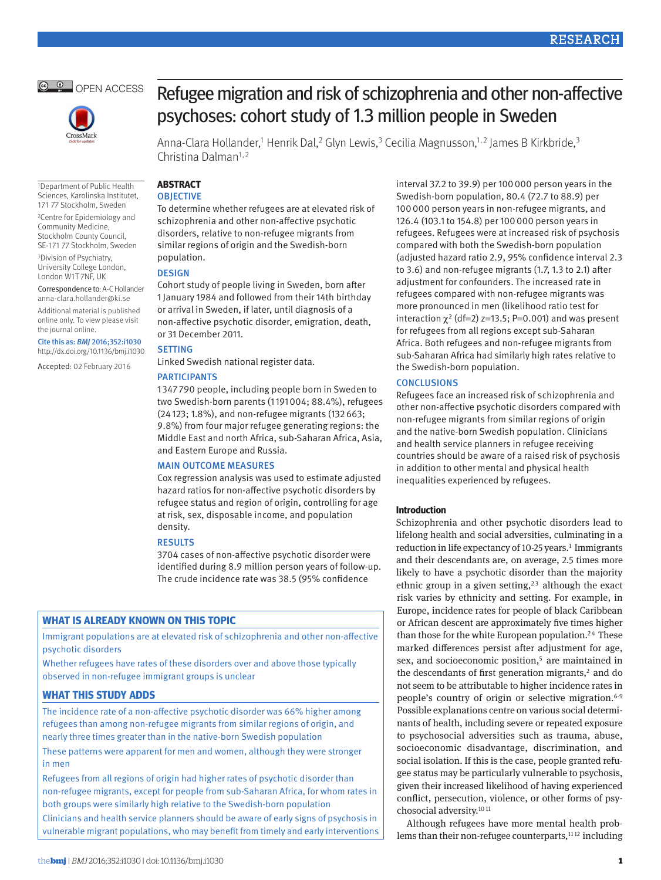OPEN ACCESS

# Refugee migration and risk of schizophrenia and other non-affective psychoses: cohort study of 1.3 million people in Sweden

Anna-Clara Hollander,[1] Henrik Dal,[2] Glyn Lewis,[3] Cecilia Magnusson,[1,2] James B Kirkbride,[3] Christina Dalman[1,2]

[1]Department of Public Health Sciences, Karolinska Institutet, 171 77 Stockholm, Sweden

[2]Centre for Epidemiology and Community Medicine, Stockholm County Council, SE-171 77 Stockholm, Sweden

[3]Division of Psychiatry, University College London, London W1T 7NF, UK

Correspondence to: A-C Hollander anna-clara.hollander@ki.se

Additional material is published online only. To view please visit the journal online.

Cite this as: *BMJ* 2016;352:i1030 http://dx.doi.org/10.1136/bmj.i1030

Accepted: 02 February 2016

## ABSTRACT

### OBJECTIVE

To determine whether refugees are at elevated risk of schizophrenia and other non-affective psychotic disorders, relative to non-refugee migrants from similar regions of origin and the Swedish-born population.

### DESIGN

Cohort study of people living in Sweden, born after 1 January 1984 and followed from their 14th birthday or arrival in Sweden, if later, until diagnosis of a non-affective psychotic disorder, emigration, death, or 31 December 2011.

### SETTING

Linked Swedish national register data.

### PARTICIPANTS

1347 790 people, including people born in Sweden to two Swedish-born parents (1191 004; 88.4%), refugees (24 123; 1.8%), and non-refugee migrants (132 663; 9.8%) from four major refugee generating regions: the Middle East and north Africa, sub-Saharan Africa, Asia, and Eastern Europe and Russia.

### MAIN OUTCOME MEASURES

Cox regression analysis was used to estimate adjusted hazard ratios for non-affective psychotic disorders by refugee status and region of origin, controlling for age at risk, sex, disposable income, and population density.

### RESULTS

3704 cases of non-affective psychotic disorder were identified during 8.9 million person years of follow-up. The crude incidence rate was 38.5 (95% confidence interval 37.2 to 39.9) per 100 000 person years in the Swedish-born population, 80.4 (72.7 to 88.9) per 100 000 person years in non-refugee migrants, and 126.4 (103.1 to 154.8) per 100 000 person years in refugees. Refugees were at increased risk of psychosis compared with both the Swedish-born population (adjusted hazard ratio 2.9, 95% confidence interval 2.3 to 3.6) and non-refugee migrants (1.7, 1.3 to 2.1) after adjustment for confounders. The increased rate in refugees compared with non-refugee migrants was more pronounced in men (likelihood ratio test for interaction $\chi^2$ (df=2) z=13.5; P=0.001) and was present for refugees from all regions except sub-Saharan Africa. Both refugees and non-refugee migrants from sub-Saharan Africa had similarly high rates relative to the Swedish-born population.

### CONCLUSIONS

Refugees face an increased risk of schizophrenia and other non-affective psychotic disorders compared with non-refugee migrants from similar regions of origin and the native-born Swedish population. Clinicians and health service planners in refugee receiving countries should be aware of a raised risk of psychosis in addition to other mental and physical health inequalities experienced by refugees.

### WHAT IS ALREADY KNOWN ON THIS TOPIC

Immigrant populations are at elevated risk of schizophrenia and other non-affective psychotic disorders

Whether refugees have rates of these disorders over and above those typically observed in non-refugee immigrant groups is unclear

### WHAT THIS STUDY ADDS

The incidence rate of a non-affective psychotic disorder was 66% higher among refugees than among non-refugee migrants from similar regions of origin, and nearly three times greater than in the native-born Swedish population

These patterns were apparent for men and women, although they were stronger in men

Refugees from all regions of origin had higher rates of psychotic disorder than non-refugee migrants, except for people from sub-Saharan Africa, for whom rates in both groups were similarly high relative to the Swedish-born population

Clinicians and health service planners should be aware of early signs of psychosis in vulnerable migrant populations, who may benefit from timely and early interventions

## Introduction

Schizophrenia and other psychotic disorders lead to lifelong health and social adversities, culminating in a reduction in life expectancy of 10-25 years.[1] Immigrants and their descendants are, on average, 2.5 times more likely to have a psychotic disorder than the majority ethnic group in a given setting,[2,3] although the exact risk varies by ethnicity and setting. For example, in Europe, incidence rates for people of black Caribbean or African descent are approximately five times higher than those for the white European population.[2,4] These marked differences persist after adjustment for age, sex, and socioeconomic position,[5] are maintained in the descendants of first generation migrants,[2] and do not seem to be attributable to higher incidence rates in people's country of origin or selective migration.[6-9] Possible explanations centre on various social determinants of health, including severe or repeated exposure to psychosocial adversities such as trauma, abuse, socioeconomic disadvantage, discrimination, and social isolation. If this is the case, people granted refugee status may be particularly vulnerable to psychosis, given their increased likelihood of having experienced conflict, persecution, violence, or other forms of psychosocial adversity.[10,11]

Although refugees have more mental health problems than their non-refugee counterparts,[11,12] including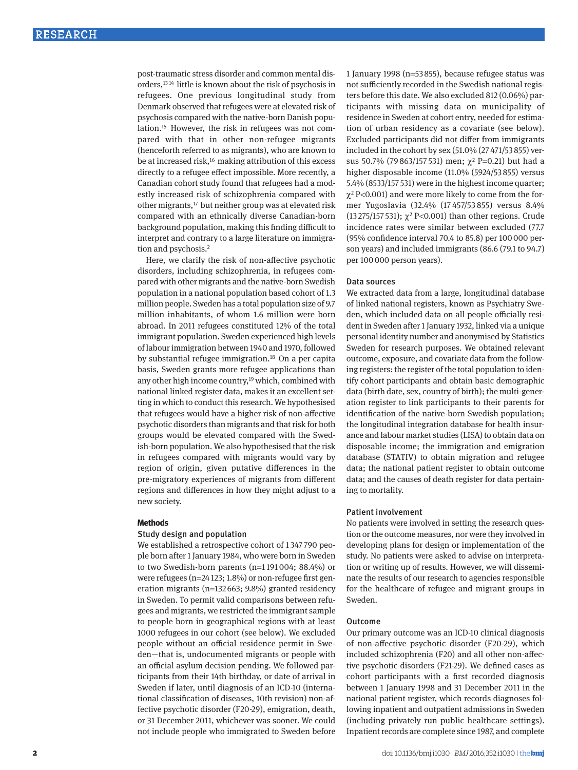post-traumatic stress disorder and common mental disorders,[13 14] little is known about the risk of psychosis in refugees. One previous longitudinal study from Denmark observed that refugees were at elevated risk of psychosis compared with the native-born Danish population.[15] However, the risk in refugees was not compared with that in other non-refugee migrants (henceforth referred to as migrants), who are known to be at increased risk,[16] making attribution of this excess directly to a refugee effect impossible. More recently, a Canadian cohort study found that refugees had a modestly increased risk of schizophrenia compared with other migrants,[17] but neither group was at elevated risk compared with an ethnically diverse Canadian-born background population, making this finding difficult to interpret and contrary to a large literature on immigration and psychosis.[2]

Here, we clarify the risk of non-affective psychotic disorders, including schizophrenia, in refugees compared with other migrants and the native-born Swedish population in a national population based cohort of 1.3 million people. Sweden has a total population size of 9.7 million inhabitants, of whom 1.6 million were born abroad. In 2011 refugees constituted 12% of the total immigrant population. Sweden experienced high levels of labour immigration between 1940 and 1970, followed by substantial refugee immigration.[18] On a per capita basis, Sweden grants more refugee applications than any other high income country,[19] which, combined with national linked register data, makes it an excellent setting in which to conduct this research. We hypothesised that refugees would have a higher risk of non-affective psychotic disorders than migrants and that risk for both groups would be elevated compared with the Swedish-born population. We also hypothesised that the risk in refugees compared with migrants would vary by region of origin, given putative differences in the pre-migratory experiences of migrants from different regions and differences in how they might adjust to a new society.

## Methods

### Study design and population

We established a retrospective cohort of 1 347 790 people born after 1 January 1984, who were born in Sweden to two Swedish-born parents (n=1 191 004; 88.4%) or were refugees (n=24 123; 1.8%) or non-refugee first generation migrants (n=132 663; 9.8%) granted residency in Sweden. To permit valid comparisons between refugees and migrants, we restricted the immigrant sample to people born in geographical regions with at least 1000 refugees in our cohort (see below). We excluded people without an official residence permit in Sweden—that is, undocumented migrants or people with an official asylum decision pending. We followed participants from their 14th birthday, or date of arrival in Sweden if later, until diagnosis of an ICD-10 (international classification of diseases, 10th revision) non-affective psychotic disorder (F20-29), emigration, death, or 31 December 2011, whichever was sooner. We could not include people who immigrated to Sweden before 1 January 1998 (n=53 855), because refugee status was not sufficiently recorded in the Swedish national registers before this date. We also excluded 812 (0.06%) participants with missing data on municipality of residence in Sweden at cohort entry, needed for estimation of urban residency as a covariate (see below). Excluded participants did not differ from immigrants included in the cohort by sex (51.0% (27 471/53 855) versus 50.7% (79 863/157 531) men; $\chi^2$ P=0.21) but had a higher disposable income (11.0% (5924/53 855) versus 5.4% (8533/157 531) were in the highest income quarter; $\chi^2$ P<0.001) and were more likely to come from the former Yugoslavia (32.4% (17 457/53 855) versus 8.4% (13 275/157 531); $\chi^2$ P<0.001) than other regions. Crude incidence rates were similar between excluded (77.7 (95% confidence interval 70.4 to 85.8) per 100 000 person years) and included immigrants (86.6 (79.1 to 94.7) per 100 000 person years).

### Data sources

We extracted data from a large, longitudinal database of linked national registers, known as Psychiatry Sweden, which included data on all people officially resident in Sweden after 1 January 1932, linked via a unique personal identity number and anonymised by Statistics Sweden for research purposes. We obtained relevant outcome, exposure, and covariate data from the following registers: the register of the total population to identify cohort participants and obtain basic demographic data (birth date, sex, country of birth); the multi-generation register to link participants to their parents for identification of the native-born Swedish population; the longitudinal integration database for health insurance and labour market studies (LISA) to obtain data on disposable income; the immigration and emigration database (STATIV) to obtain migration and refugee data; the national patient register to obtain outcome data; and the causes of death register for data pertaining to mortality.

### Patient involvement

No patients were involved in setting the research question or the outcome measures, nor were they involved in developing plans for design or implementation of the study. No patients were asked to advise on interpretation or writing up of results. However, we will disseminate the results of our research to agencies responsible for the healthcare of refugee and migrant groups in Sweden.

### Outcome

Our primary outcome was an ICD-10 clinical diagnosis of non-affective psychotic disorder (F20-29), which included schizophrenia (F20) and all other non-affective psychotic disorders (F21-29). We defined cases as cohort participants with a first recorded diagnosis between 1 January 1998 and 31 December 2011 in the national patient register, which records diagnoses following inpatient and outpatient admissions in Sweden (including privately run public healthcare settings). Inpatient records are complete since 1987, and complete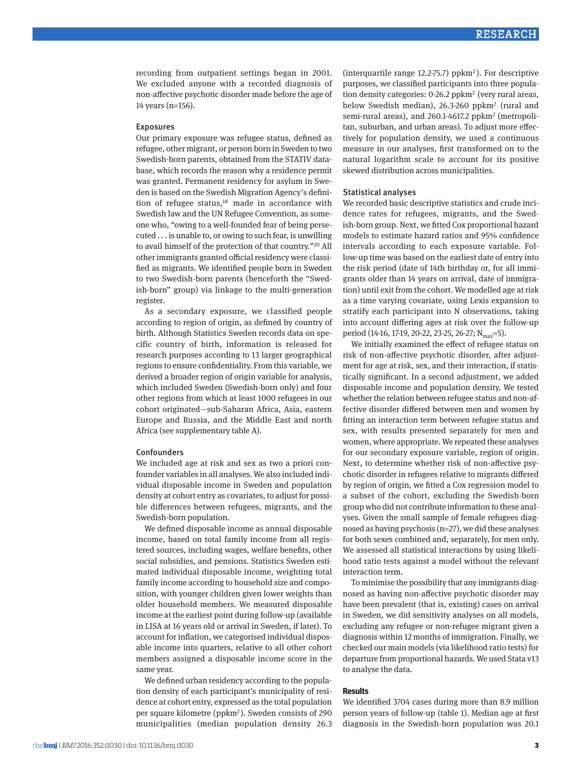recording from outpatient settings began in 2001. We excluded anyone with a recorded diagnosis of non-affective psychotic disorder made before the age of 14 years (n=156).

### Exposures

Our primary exposure was refugee status, defined as refugee, other migrant, or person born in Sweden to two Swedish-born parents, obtained from the STATIV database, which records the reason why a residence permit was granted. Permanent residency for asylum in Sweden is based on the Swedish Migration Agency's definition of refugee status,[18] made in accordance with Swedish law and the UN Refugee Convention, as someone who, "owing to a well-founded fear of being persecuted . . . is unable to, or owing to such fear, is unwilling to avail himself of the protection of that country."[20] All other immigrants granted official residency were classified as migrants. We identified people born in Sweden to two Swedish-born parents (henceforth the "Swedish-born" group) via linkage to the multi-generation register.

As a secondary exposure, we classified people according to region of origin, as defined by country of birth. Although Statistics Sweden records data on specific country of birth, information is released for research purposes according to 13 larger geographical regions to ensure confidentiality. From this variable, we derived a broader region of origin variable for analysis, which included Sweden (Swedish-born only) and four other regions from which at least 1000 refugees in our cohort originated—sub-Saharan Africa, Asia, eastern Europe and Russia, and the Middle East and north Africa (see supplementary table A).

### Confounders

We included age at risk and sex as two a priori confounder variables in all analyses. We also included individual disposable income in Sweden and population density at cohort entry as covariates, to adjust for possible differences between refugees, migrants, and the Swedish-born population.

We defined disposable income as annual disposable income, based on total family income from all registered sources, including wages, welfare benefits, other social subsidies, and pensions. Statistics Sweden estimated individual disposable income, weighting total family income according to household size and composition, with younger children given lower weights than older household members. We measured disposable income at the earliest point during follow-up (available in LISA at 16 years old or arrival in Sweden, if later). To account for inflation, we categorised individual disposable income into quarters, relative to all other cohort members assigned a disposable income score in the same year.

We defined urban residency according to the population density of each participant's municipality of residence at cohort entry, expressed as the total population per square kilometre (ppkm$^2$). Sweden consists of 290 municipalities (median population density 26.3 (interquartile range 12.2-75.7) ppkm$^2$). For descriptive purposes, we classified participants into three population density categories: 0-26.2 ppkm$^2$ (very rural areas, below Swedish median), 26.3-260 ppkm$^2$ (rural and semi-rural areas), and 260.1-4617.2 ppkm$^2$ (metropolitan, suburban, and urban areas). To adjust more effectively for population density, we used a continuous measure in our analyses, first transformed on to the natural logarithm scale to account for its positive skewed distribution across municipalities.

### Statistical analyses

We recorded basic descriptive statistics and crude incidence rates for refugees, migrants, and the Swedish-born group. Next, we fitted Cox proportional hazard models to estimate hazard ratios and 95% confidence intervals according to each exposure variable. Follow-up time was based on the earliest date of entry into the risk period (date of 14th birthday or, for all immigrants older than 14 years on arrival, date of immigration) until exit from the cohort. We modelled age at risk as a time varying covariate, using Lexis expansion to stratify each participant into N observations, taking into account differing ages at risk over the follow-up period (14-16, 17-19, 20-22, 23-25, 26-27; $N_{max}$=5).

We initially examined the effect of refugee status on risk of non-affective psychotic disorder, after adjustment for age at risk, sex, and their interaction, if statistically significant. In a second adjustment, we added disposable income and population density. We tested whether the relation between refugee status and non-affective disorder differed between men and women by fitting an interaction term between refugee status and sex, with results presented separately for men and women, where appropriate. We repeated these analyses for our secondary exposure variable, region of origin. Next, to determine whether risk of non-affective psychotic disorder in refugees relative to migrants differed by region of origin, we fitted a Cox regression model to a subset of the cohort, excluding the Swedish-born group who did not contribute information to these analyses. Given the small sample of female refugees diagnosed as having psychosis (n=27), we did these analyses for both sexes combined and, separately, for men only. We assessed all statistical interactions by using likelihood ratio tests against a model without the relevant interaction term.

To minimise the possibility that any immigrants diagnosed as having non-affective psychotic disorder may have been prevalent (that is, existing) cases on arrival in Sweden, we did sensitivity analyses on all models, excluding any refugee or non-refugee migrant given a diagnosis within 12 months of immigration. Finally, we checked our main models (via likelihood ratio tests) for departure from proportional hazards. We used Stata v13 to analyse the data.

## Results

We identified 3704 cases during more than 8.9 million person years of follow-up (table 1). Median age at first diagnosis in the Swedish-born population was 20.1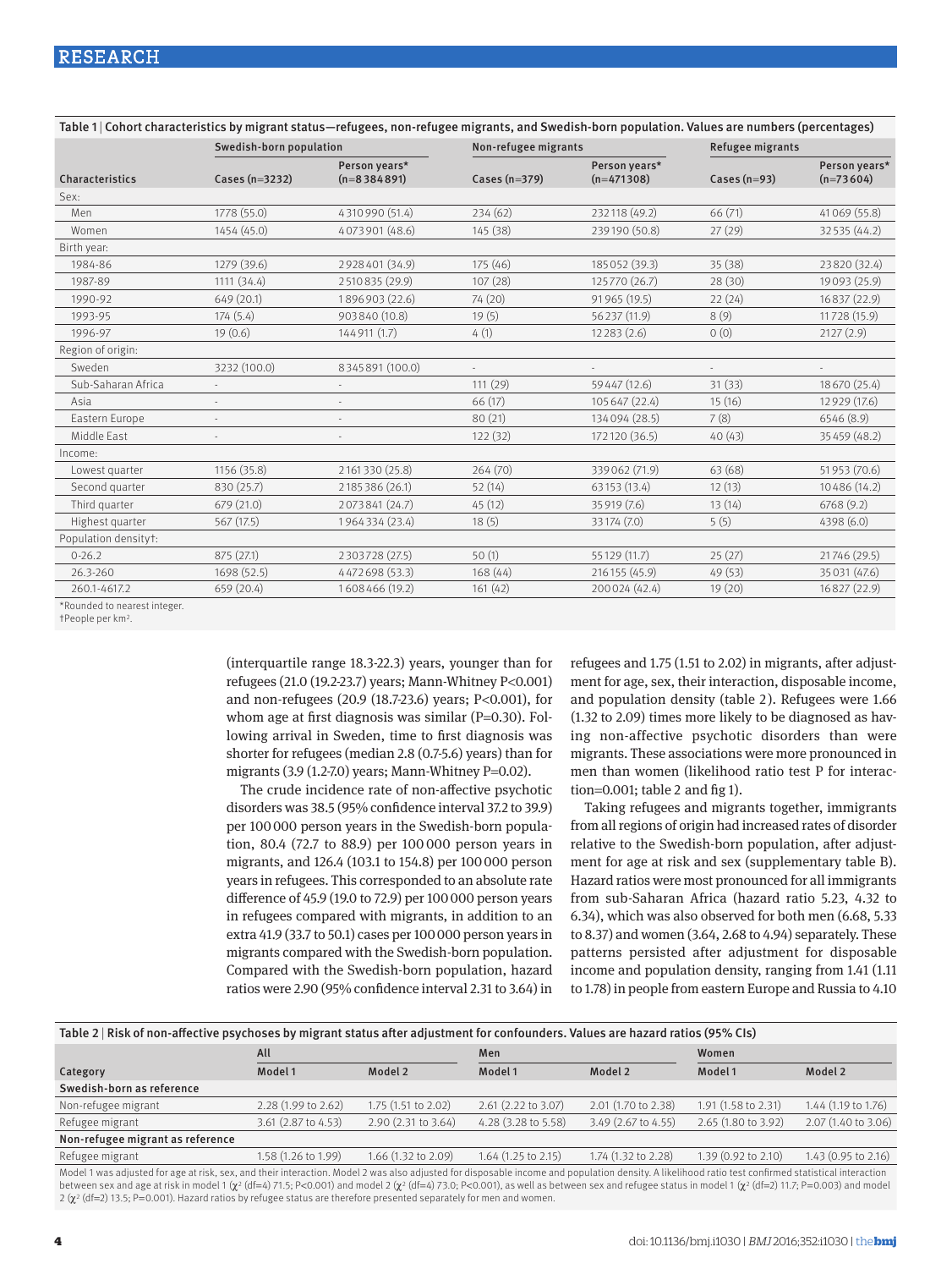Table 1 | Cohort characteristics by migrant status—refugees, non-refugee migrants, and Swedish-born population. Values are numbers (percentages)

| Characteristics | Swedish-born population Cases (n=3232) | Swedish-born population Person years* (n=8 384 891) | Non-refugee migrants Cases (n=379) | Non-refugee migrants Person years* (n=471 308) | Refugee migrants Cases (n=93) | Refugee migrants Person years* (n=73 604) |
|---|---|---|---|---|---|---|
| Sex: | | | | | | |
| Men | 1778 (55.0) | 4 310 990 (51.4) | 234 (62) | 232 118 (49.2) | 66 (71) | 41 069 (55.8) |
| Women | 1454 (45.0) | 4 073 901 (48.6) | 145 (38) | 239 190 (50.8) | 27 (29) | 32 535 (44.2) |
| Birth year: | | | | | | |
| 1984-86 | 1279 (39.6) | 2 928 401 (34.9) | 175 (46) | 185 052 (39.3) | 35 (38) | 23 820 (32.4) |
| 1987-89 | 1111 (34.4) | 2 510 835 (29.9) | 107 (28) | 125 770 (26.7) | 28 (30) | 19 093 (25.9) |
| 1990-92 | 649 (20.1) | 1 896 903 (22.6) | 74 (20) | 91 965 (19.5) | 22 (24) | 16 837 (22.9) |
| 1993-95 | 174 (5.4) | 903 840 (10.8) | 19 (5) | 56 237 (11.9) | 8 (9) | 11 728 (15.9) |
| 1996-97 | 19 (0.6) | 144 911 (1.7) | 4 (1) | 12 283 (2.6) | 0 (0) | 2127 (2.9) |
| Region of origin: | | | | | | |
| Sweden | 3232 (100.0) | 8 345 891 (100.0) | - | - | - | - |
| Sub-Saharan Africa | - | - | 111 (29) | 59 447 (12.6) | 31 (33) | 18 670 (25.4) |
| Asia | - | - | 66 (17) | 105 647 (22.4) | 15 (16) | 12 929 (17.6) |
| Eastern Europe | - | - | 80 (21) | 134 094 (28.5) | 7 (8) | 6546 (8.9) |
| Middle East | - | - | 122 (32) | 172 120 (36.5) | 40 (43) | 35 459 (48.2) |
| Income: | | | | | | |
| Lowest quarter | 1156 (35.8) | 2 161 330 (25.8) | 264 (70) | 339 062 (71.9) | 63 (68) | 51 953 (70.6) |
| Second quarter | 830 (25.7) | 2 185 386 (26.1) | 52 (14) | 63 153 (13.4) | 12 (13) | 10 486 (14.2) |
| Third quarter | 679 (21.0) | 2 073 841 (24.7) | 45 (12) | 35 919 (7.6) | 13 (14) | 6768 (9.2) |
| Highest quarter | 567 (17.5) | 1 964 334 (23.4) | 18 (5) | 33 174 (7.0) | 5 (5) | 4398 (6.0) |
| Population density†: | | | | | | |
| 0-26.2 | 875 (27.1) | 2 303 728 (27.5) | 50 (1) | 55 129 (11.7) | 25 (27) | 21 746 (29.5) |
| 26.3-260 | 1698 (52.5) | 4 472 698 (53.3) | 168 (44) | 216 155 (45.9) | 49 (53) | 35 031 (47.6) |
| 260.1-4617.2 | 659 (20.4) | 1 608 466 (19.2) | 161 (42) | 200 024 (42.4) | 19 (20) | 16 827 (22.9) |

*Rounded to nearest integer.
†People per km².

(interquartile range 18.3-22.3) years, younger than for refugees (21.0 (19.2-23.7) years; Mann-Whitney P<0.001) and non-refugees (20.9 (18.7-23.6) years; P<0.001), for whom age at first diagnosis was similar (P=0.30). Following arrival in Sweden, time to first diagnosis was shorter for refugees (median 2.8 (0.7-5.6) years) than for migrants (3.9 (1.2-7.0) years; Mann-Whitney P=0.02).

The crude incidence rate of non-affective psychotic disorders was 38.5 (95% confidence interval 37.2 to 39.9) per 100 000 person years in the Swedish-born population, 80.4 (72.7 to 88.9) per 100 000 person years in migrants, and 126.4 (103.1 to 154.8) per 100 000 person years in refugees. This corresponded to an absolute rate difference of 45.9 (19.0 to 72.9) per 100 000 person years in refugees compared with migrants, in addition to an extra 41.9 (33.7 to 50.1) cases per 100 000 person years in migrants compared with the Swedish-born population. Compared with the Swedish-born population, hazard ratios were 2.90 (95% confidence interval 2.31 to 3.64) in refugees and 1.75 (1.51 to 2.02) in migrants, after adjustment for age, sex, their interaction, disposable income, and population density (table 2). Refugees were 1.66 (1.32 to 2.09) times more likely to be diagnosed as having non-affective psychotic disorders than were migrants. These associations were more pronounced in men than women (likelihood ratio test P for interaction=0.001; table 2 and fig 1).

Taking refugees and migrants together, immigrants from all regions of origin had increased rates of disorder relative to the Swedish-born population, after adjustment for age at risk and sex (supplementary table B). Hazard ratios were most pronounced for all immigrants from sub-Saharan Africa (hazard ratio 5.23, 4.32 to 6.34), which was also observed for both men (6.68, 5.33 to 8.37) and women (3.64, 2.68 to 4.94) separately. These patterns persisted after adjustment for disposable income and population density, ranging from 1.41 (1.11 to 1.78) in people from eastern Europe and Russia to 4.10

Table 2 | Risk of non-affective psychoses by migrant status after adjustment for confounders. Values are hazard ratios (95% CIs)

| Category | All Model 1 | All Model 2 | Men Model 1 | Men Model 2 | Women Model 1 | Women Model 2 |
|---|---|---|---|---|---|---|
| **Swedish-born as reference** | | | | | | |
| Non-refugee migrant | 2.28 (1.99 to 2.62) | 1.75 (1.51 to 2.02) | 2.61 (2.22 to 3.07) | 2.01 (1.70 to 2.38) | 1.91 (1.58 to 2.31) | 1.44 (1.19 to 1.76) |
| Refugee migrant | 3.61 (2.87 to 4.53) | 2.90 (2.31 to 3.64) | 4.28 (3.28 to 5.58) | 3.49 (2.67 to 4.55) | 2.65 (1.80 to 3.92) | 2.07 (1.40 to 3.06) |
| **Non-refugee migrant as reference** | | | | | | |
| Refugee migrant | 1.58 (1.26 to 1.99) | 1.66 (1.32 to 2.09) | 1.64 (1.25 to 2.15) | 1.74 (1.32 to 2.28) | 1.39 (0.92 to 2.10) | 1.43 (0.95 to 2.16) |

Model 1 was adjusted for age at risk, sex, and their interaction. Model 2 was also adjusted for disposable income and population density. A likelihood ratio test confirmed statistical interaction between sex and age at risk in model 1 ($\chi^2$ (df=4) 71.5; P<0.001) and model 2 ($\chi^2$ (df=4) 73.0; P<0.001), as well as between sex and refugee status in model 1 ($\chi^2$ (df=2) 11.7; P=0.003) and model 2 ($\chi^2$ (df=2) 13.5; P=0.001). Hazard ratios by refugee status are therefore presented separately for men and women.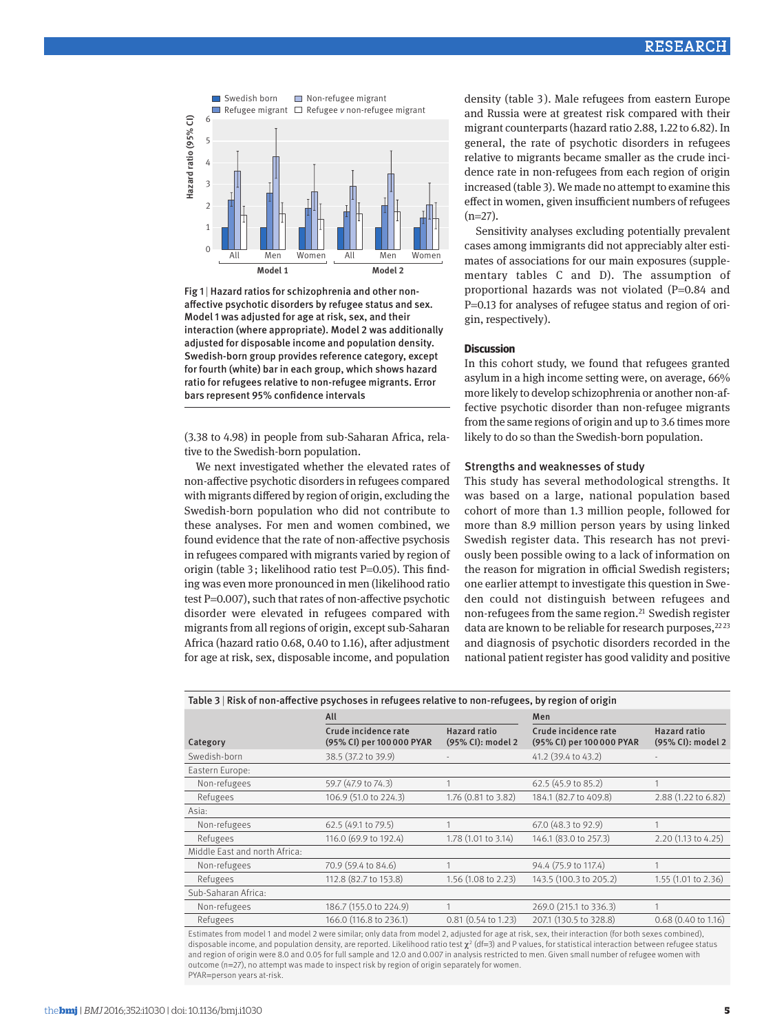Fig 1 | Hazard ratios for schizophrenia and other non-affective psychotic disorders by refugee status and sex. Model 1 was adjusted for age at risk, sex, and their interaction (where appropriate). Model 2 was additionally adjusted for disposable income and population density. Swedish-born group provides reference category, except for fourth (white) bar in each group, which shows hazard ratio for refugees relative to non-refugee migrants. Error bars represent 95% confidence intervals

(3.38 to 4.98) in people from sub-Saharan Africa, relative to the Swedish-born population.

We next investigated whether the elevated rates of non-affective psychotic disorders in refugees compared with migrants differed by region of origin, excluding the Swedish-born population who did not contribute to these analyses. For men and women combined, we found evidence that the rate of non-affective psychosis in refugees compared with migrants varied by region of origin (table 3; likelihood ratio test P=0.05). This finding was even more pronounced in men (likelihood ratio test P=0.007), such that rates of non-affective psychotic disorder were elevated in refugees compared with migrants from all regions of origin, except sub-Saharan Africa (hazard ratio 0.68, 0.40 to 1.16), after adjustment for age at risk, sex, disposable income, and population density (table 3). Male refugees from eastern Europe and Russia were at greatest risk compared with their migrant counterparts (hazard ratio 2.88, 1.22 to 6.82). In general, the rate of psychotic disorders in refugees relative to migrants became smaller as the crude incidence rate in non-refugees from each region of origin increased (table 3). We made no attempt to examine this effect in women, given insufficient numbers of refugees (n=27).

Sensitivity analyses excluding potentially prevalent cases among immigrants did not appreciably alter estimates of associations for our main exposures (supplementary tables C and D). The assumption of proportional hazards was not violated (P=0.84 and P=0.13 for analyses of refugee status and region of origin, respectively).

## Discussion

In this cohort study, we found that refugees granted asylum in a high income setting were, on average, 66% more likely to develop schizophrenia or another non-affective psychotic disorder than non-refugee migrants from the same regions of origin and up to 3.6 times more likely to do so than the Swedish-born population.

### Strengths and weaknesses of study

This study has several methodological strengths. It was based on a large, national population based cohort of more than 1.3 million people, followed for more than 8.9 million person years by using linked Swedish register data. This research has not previously been possible owing to a lack of information on the reason for migration in official Swedish registers; one earlier attempt to investigate this question in Sweden could not distinguish between refugees and non-refugees from the same region.[21] Swedish register data are known to be reliable for research purposes,[22 23] and diagnosis of psychotic disorders recorded in the national patient register has good validity and positive

Table 3 | Risk of non-affective psychoses in refugees relative to non-refugees, by region of origin

| Category | All | | Men | |
|---|---|---|---|---|
| | Crude incidence rate (95% CI) per 100 000 PYAR | Hazard ratio (95% CI): model 2 | Crude incidence rate (95% CI) per 100 000 PYAR | Hazard ratio (95% CI): model 2 |
| Swedish-born | 38.5 (37.2 to 39.9) | - | 41.2 (39.4 to 43.2) | - |
| Eastern Europe: | | | | |
| Non-refugees | 59.7 (47.9 to 74.3) | 1 | 62.5 (45.9 to 85.2) | 1 |
| Refugees | 106.9 (51.0 to 224.3) | 1.76 (0.81 to 3.82) | 184.1 (82.7 to 409.8) | 2.88 (1.22 to 6.82) |
| Asia: | | | | |
| Non-refugees | 62.5 (49.1 to 79.5) | 1 | 67.0 (48.3 to 92.9) | 1 |
| Refugees | 116.0 (69.9 to 192.4) | 1.78 (1.01 to 3.14) | 146.1 (83.0 to 257.3) | 2.20 (1.13 to 4.25) |
| Middle East and north Africa: | | | | |
| Non-refugees | 70.9 (59.4 to 84.6) | 1 | 94.4 (75.9 to 117.4) | 1 |
| Refugees | 112.8 (82.7 to 153.8) | 1.56 (1.08 to 2.23) | 143.5 (100.3 to 205.2) | 1.55 (1.01 to 2.36) |
| Sub-Saharan Africa: | | | | |
| Non-refugees | 186.7 (155.0 to 224.9) | 1 | 269.0 (215.1 to 336.3) | 1 |
| Refugees | 166.0 (116.8 to 236.1) | 0.81 (0.54 to 1.23) | 207.1 (130.5 to 328.8) | 0.68 (0.40 to 1.16) |

Estimates from model 1 and model 2 were similar; only data from model 2, adjusted for age at risk, sex, their interaction (for both sexes combined), disposable income, and population density, are reported. Likelihood ratio test $\chi^2$ (df=3) and P values, for statistical interaction between refugee status and region of origin were 8.0 and 0.05 for full sample and 12.0 and 0.007 in analysis restricted to men. Given small number of refugee women with outcome (n=27), no attempt was made to inspect risk by region of origin separately for women.
PYAR=person years at-risk.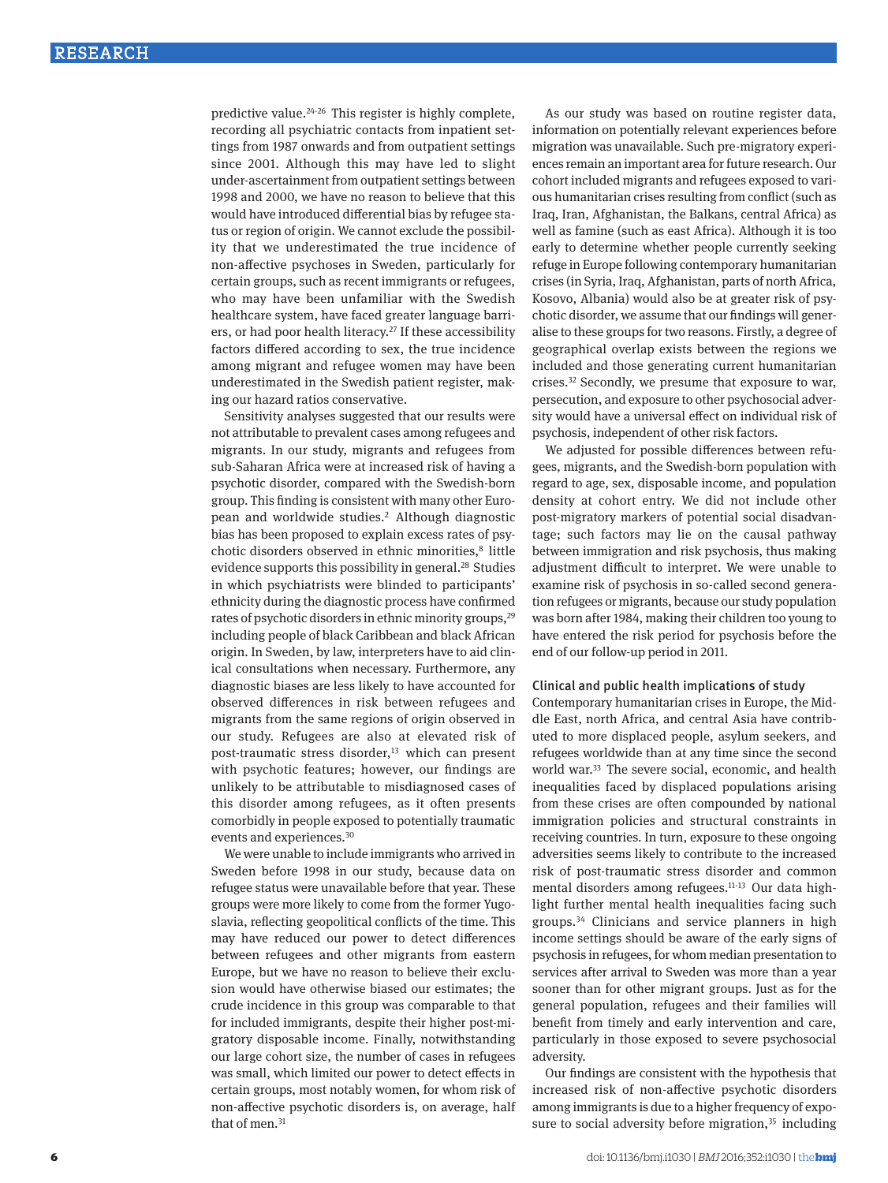predictive value.[24-26] This register is highly complete, recording all psychiatric contacts from inpatient settings from 1987 onwards and from outpatient settings since 2001. Although this may have led to slight under-ascertainment from outpatient settings between 1998 and 2000, we have no reason to believe that this would have introduced differential bias by refugee status or region of origin. We cannot exclude the possibility that we underestimated the true incidence of non-affective psychoses in Sweden, particularly for certain groups, such as recent immigrants or refugees, who may have been unfamiliar with the Swedish healthcare system, have faced greater language barriers, or had poor health literacy.[27] If these accessibility factors differed according to sex, the true incidence among migrant and refugee women may have been underestimated in the Swedish patient register, making our hazard ratios conservative.

Sensitivity analyses suggested that our results were not attributable to prevalent cases among refugees and migrants. In our study, migrants and refugees from sub-Saharan Africa were at increased risk of having a psychotic disorder, compared with the Swedish-born group. This finding is consistent with many other European and worldwide studies.[2] Although diagnostic bias has been proposed to explain excess rates of psychotic disorders observed in ethnic minorities,[8] little evidence supports this possibility in general.[28] Studies in which psychiatrists were blinded to participants' ethnicity during the diagnostic process have confirmed rates of psychotic disorders in ethnic minority groups,[29] including people of black Caribbean and black African origin. In Sweden, by law, interpreters have to aid clinical consultations when necessary. Furthermore, any diagnostic biases are less likely to have accounted for observed differences in risk between refugees and migrants from the same regions of origin observed in our study. Refugees are also at elevated risk of post-traumatic stress disorder,[13] which can present with psychotic features; however, our findings are unlikely to be attributable to misdiagnosed cases of this disorder among refugees, as it often presents comorbidly in people exposed to potentially traumatic events and experiences.[30]

We were unable to include immigrants who arrived in Sweden before 1998 in our study, because data on refugee status were unavailable before that year. These groups were more likely to come from the former Yugoslavia, reflecting geopolitical conflicts of the time. This may have reduced our power to detect differences between refugees and other migrants from eastern Europe, but we have no reason to believe their exclusion would have otherwise biased our estimates; the crude incidence in this group was comparable to that for included immigrants, despite their higher post-migratory disposable income. Finally, notwithstanding our large cohort size, the number of cases in refugees was small, which limited our power to detect effects in certain groups, most notably women, for whom risk of non-affective psychotic disorders is, on average, half that of men.[31]

As our study was based on routine register data, information on potentially relevant experiences before migration was unavailable. Such pre-migratory experiences remain an important area for future research. Our cohort included migrants and refugees exposed to various humanitarian crises resulting from conflict (such as Iraq, Iran, Afghanistan, the Balkans, central Africa) as well as famine (such as east Africa). Although it is too early to determine whether people currently seeking refuge in Europe following contemporary humanitarian crises (in Syria, Iraq, Afghanistan, parts of north Africa, Kosovo, Albania) would also be at greater risk of psychotic disorder, we assume that our findings will generalise to these groups for two reasons. Firstly, a degree of geographical overlap exists between the regions we included and those generating current humanitarian crises.[32] Secondly, we presume that exposure to war, persecution, and exposure to other psychosocial adversity would have a universal effect on individual risk of psychosis, independent of other risk factors.

We adjusted for possible differences between refugees, migrants, and the Swedish-born population with regard to age, sex, disposable income, and population density at cohort entry. We did not include other post-migratory markers of potential social disadvantage; such factors may lie on the causal pathway between immigration and risk psychosis, thus making adjustment difficult to interpret. We were unable to examine risk of psychosis in so-called second generation refugees or migrants, because our study population was born after 1984, making their children too young to have entered the risk period for psychosis before the end of our follow-up period in 2011.

### Clinical and public health implications of study

Contemporary humanitarian crises in Europe, the Middle East, north Africa, and central Asia have contributed to more displaced people, asylum seekers, and refugees worldwide than at any time since the second world war.[33] The severe social, economic, and health inequalities faced by displaced populations arising from these crises are often compounded by national immigration policies and structural constraints in receiving countries. In turn, exposure to these ongoing adversities seems likely to contribute to the increased risk of post-traumatic stress disorder and common mental disorders among refugees.[11-13] Our data highlight further mental health inequalities facing such groups.[34] Clinicians and service planners in high income settings should be aware of the early signs of psychosis in refugees, for whom median presentation to services after arrival to Sweden was more than a year sooner than for other migrant groups. Just as for the general population, refugees and their families will benefit from timely and early intervention and care, particularly in those exposed to severe psychosocial adversity.

Our findings are consistent with the hypothesis that increased risk of non-affective psychotic disorders among immigrants is due to a higher frequency of exposure to social adversity before migration,[35] including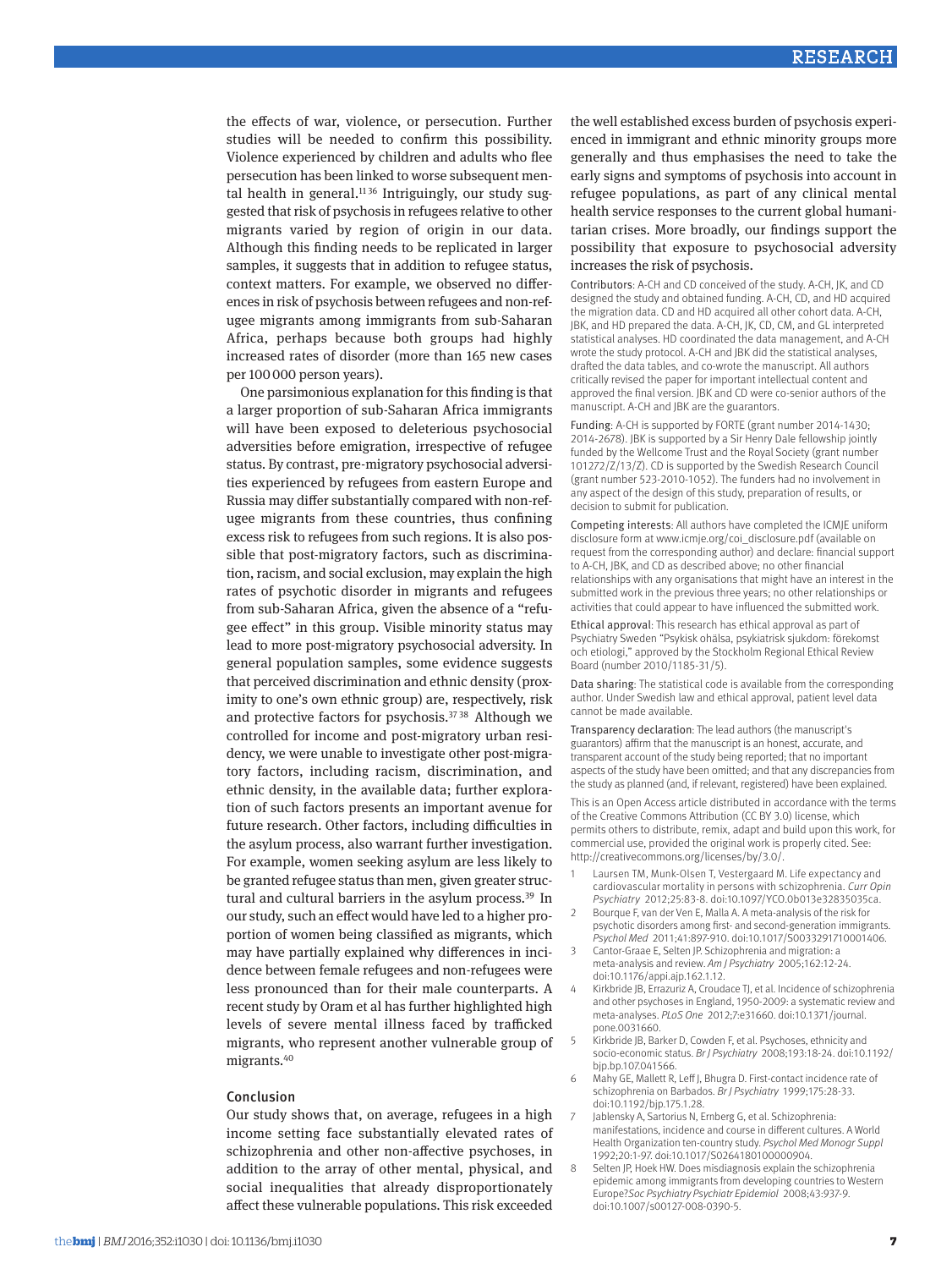the effects of war, violence, or persecution. Further studies will be needed to confirm this possibility. Violence experienced by children and adults who flee persecution has been linked to worse subsequent mental health in general.[11 36] Intriguingly, our study suggested that risk of psychosis in refugees relative to other migrants varied by region of origin in our data. Although this finding needs to be replicated in larger samples, it suggests that in addition to refugee status, context matters. For example, we observed no differences in risk of psychosis between refugees and non-refugee migrants among immigrants from sub-Saharan Africa, perhaps because both groups had highly increased rates of disorder (more than 165 new cases per 100 000 person years).

One parsimonious explanation for this finding is that a larger proportion of sub-Saharan Africa immigrants will have been exposed to deleterious psychosocial adversities before emigration, irrespective of refugee status. By contrast, pre-migratory psychosocial adversities experienced by refugees from eastern Europe and Russia may differ substantially compared with non-refugee migrants from these countries, thus confining excess risk to refugees from such regions. It is also possible that post-migratory factors, such as discrimination, racism, and social exclusion, may explain the high rates of psychotic disorder in migrants and refugees from sub-Saharan Africa, given the absence of a "refugee effect" in this group. Visible minority status may lead to more post-migratory psychosocial adversity. In general population samples, some evidence suggests that perceived discrimination and ethnic density (proximity to one's own ethnic group) are, respectively, risk and protective factors for psychosis.[37 38] Although we controlled for income and post-migratory urban residency, we were unable to investigate other post-migratory factors, including racism, discrimination, and ethnic density, in the available data; further exploration of such factors presents an important avenue for future research. Other factors, including difficulties in the asylum process, also warrant further investigation. For example, women seeking asylum are less likely to be granted refugee status than men, given greater structural and cultural barriers in the asylum process.[39] In our study, such an effect would have led to a higher proportion of women being classified as migrants, which may have partially explained why differences in incidence between female refugees and non-refugees were less pronounced than for their male counterparts. A recent study by Oram et al has further highlighted high levels of severe mental illness faced by trafficked migrants, who represent another vulnerable group of migrants.[40]

## Conclusion

Our study shows that, on average, refugees in a high income setting face substantially elevated rates of schizophrenia and other non-affective psychoses, in addition to the array of other mental, physical, and social inequalities that already disproportionately affect these vulnerable populations. This risk exceeded the well established excess burden of psychosis experienced in immigrant and ethnic minority groups more generally and thus emphasises the need to take the early signs and symptoms of psychosis into account in refugee populations, as part of any clinical mental health service responses to the current global humanitarian crises. More broadly, our findings support the possibility that exposure to psychosocial adversity increases the risk of psychosis.

Contributors: A-CH and CD conceived of the study. A-CH, JK, and CD designed the study and obtained funding. A-CH, CD, and HD acquired the migration data. CD and HD acquired all other cohort data. A-CH, JBK, and HD prepared the data. A-CH, JK, CD, CM, and GL interpreted statistical analyses. HD coordinated the data management, and A-CH wrote the study protocol. A-CH and JBK did the statistical analyses, drafted the data tables, and co-wrote the manuscript. All authors critically revised the paper for important intellectual content and approved the final version. JBK and CD were co-senior authors of the manuscript. A-CH and JBK are the guarantors.

Funding: A-CH is supported by FORTE (grant number 2014-1430; 2014-2678). JBK is supported by a Sir Henry Dale fellowship jointly funded by the Wellcome Trust and the Royal Society (grant number 101272/Z/13/Z). CD is supported by the Swedish Research Council (grant number 523-2010-1052). The funders had no involvement in any aspect of the design of this study, preparation of results, or decision to submit for publication.

Competing interests: All authors have completed the ICMJE uniform disclosure form at www.icmje.org/coi_disclosure.pdf (available on request from the corresponding author) and declare: financial support to A-CH, JBK, and CD as described above; no other financial relationships with any organisations that might have an interest in the submitted work in the previous three years; no other relationships or activities that could appear to have influenced the submitted work.

Ethical approval: This research has ethical approval as part of Psychiatry Sweden "Psykisk ohälsa, psykiatrisk sjukdom: förekomst och etiologi," approved by the Stockholm Regional Ethical Review Board (number 2010/1185-31/5).

Data sharing: The statistical code is available from the corresponding author. Under Swedish law and ethical approval, patient level data cannot be made available.

Transparency declaration: The lead authors (the manuscript's guarantors) affirm that the manuscript is an honest, accurate, and transparent account of the study being reported; that no important aspects of the study have been omitted; and that any discrepancies from the study as planned (and, if relevant, registered) have been explained.

This is an Open Access article distributed in accordance with the terms of the Creative Commons Attribution (CC BY 3.0) license, which permits others to distribute, remix, adapt and build upon this work, for commercial use, provided the original work is properly cited. See: http://creativecommons.org/licenses/by/3.0/.

1. Laursen TM, Munk-Olsen T, Vestergaard M. Life expectancy and cardiovascular mortality in persons with schizophrenia. *Curr Opin Psychiatry* 2012;25:83-8. doi:10.1097/YCO.0b013e32835035ca.
2. Bourque F, van der Ven E, Malla A. A meta-analysis of the risk for psychotic disorders among first- and second-generation immigrants. *Psychol Med* 2011;41:897-910. doi:10.1017/S0033291710001406.
3. Cantor-Graae E, Selten JP. Schizophrenia and migration: a meta-analysis and review. *Am J Psychiatry* 2005;162:12-24. doi:10.1176/appi.ajp.162.1.12.
4. Kirkbride JB, Errazuriz A, Croudace TJ, et al. Incidence of schizophrenia and other psychoses in England, 1950-2009: a systematic review and meta-analyses. *PLoS One* 2012;7:e31660. doi:10.1371/journal.pone.0031660.
5. Kirkbride JB, Barker D, Cowden F, et al. Psychoses, ethnicity and socio-economic status. *Br J Psychiatry* 2008;193:18-24. doi:10.1192/bjp.bp.107.041566.
6. Mahy GE, Mallett R, Leff J, Bhugra D. First-contact incidence rate of schizophrenia on Barbados. *Br J Psychiatry* 1999;175:28-33. doi:10.1192/bjp.175.1.28.
7. Jablensky A, Sartorius N, Ernberg G, et al. Schizophrenia: manifestations, incidence and course in different cultures. A World Health Organization ten-country study. *Psychol Med Monogr Suppl* 1992;20:1-97. doi:10.1017/S0264180100000904.
8. Selten JP, Hoek HW. Does misdiagnosis explain the schizophrenia epidemic among immigrants from developing countries to Western Europe? *Soc Psychiatry Psychiatr Epidemiol* 2008;43:937-9. doi:10.1007/s00127-008-0390-5.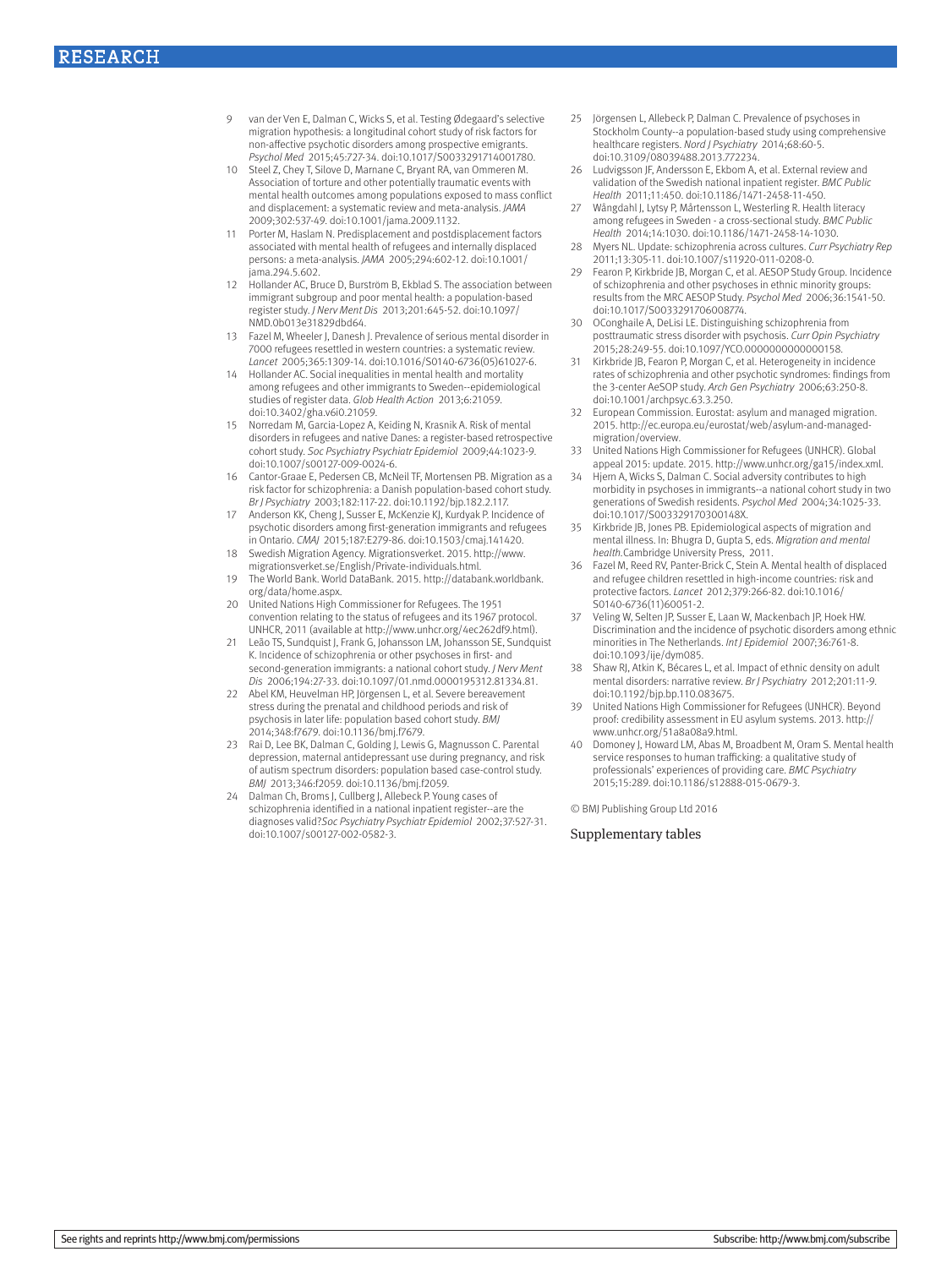9 van der Ven E, Dalman C, Wicks S, et al. Testing Ødegaard's selective migration hypothesis: a longitudinal cohort study of risk factors for non-affective psychotic disorders among prospective emigrants. *Psychol Med* 2015;45:727-34. doi:10.1017/S0033291714001780.

10 Steel Z, Chey T, Silove D, Marnane C, Bryant RA, van Ommeren M. Association of torture and other potentially traumatic events with mental health outcomes among populations exposed to mass conflict and displacement: a systematic review and meta-analysis. *JAMA* 2009;302:537-49. doi:10.1001/jama.2009.1132.

11 Porter M, Haslam N. Predisplacement and postdisplacement factors associated with mental health of refugees and internally displaced persons: a meta-analysis. *JAMA* 2005;294:602-12. doi:10.1001/jama.294.5.602.

12 Hollander AC, Bruce D, Burström B, Ekblad S. The association between immigrant subgroup and poor mental health: a population-based register study. *J Nerv Ment Dis* 2013;201:645-52. doi:10.1097/NMD.0b013e31829dbd64.

13 Fazel M, Wheeler J, Danesh J. Prevalence of serious mental disorder in 7000 refugees resettled in western countries: a systematic review. *Lancet* 2005;365:1309-14. doi:10.1016/S0140-6736(05)61027-6.

14 Hollander AC. Social inequalities in mental health and mortality among refugees and other immigrants to Sweden--epidemiological studies of register data. *Glob Health Action* 2013;6:21059. doi:10.3402/gha.v6i0.21059.

15 Norredam M, Garcia-Lopez A, Keiding N, Krasnik A. Risk of mental disorders in refugees and native Danes: a register-based retrospective cohort study. *Soc Psychiatry Psychiatr Epidemiol* 2009;44:1023-9. doi:10.1007/s00127-009-0024-6.

16 Cantor-Graae E, Pedersen CB, McNeil TF, Mortensen PB. Migration as a risk factor for schizophrenia: a Danish population-based cohort study. *Br J Psychiatry* 2003;182:117-22. doi:10.1192/bjp.182.2.117.

17 Anderson KK, Cheng J, Susser E, McKenzie KJ, Kurdyak P. Incidence of psychotic disorders among first-generation immigrants and refugees in Ontario. *CMAJ* 2015;187:E279-86. doi:10.1503/cmaj.141420.

18 Swedish Migration Agency. Migrationsverket. 2015. http://www.migrationsverket.se/English/Private-individuals.html.

19 The World Bank. World DataBank. 2015. http://databank.worldbank.org/data/home.aspx.

20 United Nations High Commissioner for Refugees. The 1951 convention relating to the status of refugees and its 1967 protocol. UNHCR, 2011 (available at http://www.unhcr.org/4ec262df9.html).

21 Leão TS, Sundquist J, Frank G, Johansson LM, Johansson SE, Sundquist K. Incidence of schizophrenia or other psychoses in first- and second-generation immigrants: a national cohort study. *J Nerv Ment Dis* 2006;194:27-33. doi:10.1097/01.nmd.0000195312.81334.81.

22 Abel KM, Heuvelman HP, Jörgensen L, et al. Severe bereavement stress during the prenatal and childhood periods and risk of psychosis in later life: population based cohort study. *BMJ* 2014;348:f7679. doi:10.1136/bmj.f7679.

23 Rai D, Lee BK, Dalman C, Golding J, Lewis G, Magnusson C. Parental depression, maternal antidepressant use during pregnancy, and risk of autism spectrum disorders: population based case-control study. *BMJ* 2013;346:f2059. doi:10.1136/bmj.f2059.

24 Dalman Ch, Broms J, Cullberg J, Allebeck P. Young cases of schizophrenia identified in a national inpatient register--are the diagnoses valid?*Soc Psychiatry Psychiatr Epidemiol* 2002;37:527-31. doi:10.1007/s00127-002-0582-3.

25 Jörgensen L, Allebeck P, Dalman C. Prevalence of psychoses in Stockholm County--a population-based study using comprehensive healthcare registers. *Nord J Psychiatry* 2014;68:60-5. doi:10.3109/08039488.2013.772234.

26 Ludvigsson JF, Andersson E, Ekbom A, et al. External review and validation of the Swedish national inpatient register. *BMC Public Health* 2011;11:450. doi:10.1186/1471-2458-11-450.

27 Wångdahl J, Lytsy P, Mårtensson L, Westerling R. Health literacy among refugees in Sweden - a cross-sectional study. *BMC Public Health* 2014;14:1030. doi:10.1186/1471-2458-14-1030.

28 Myers NL. Update: schizophrenia across cultures. *Curr Psychiatry Rep* 2011;13:305-11. doi:10.1007/s11920-011-0208-0.

29 Fearon P, Kirkbride JB, Morgan C, et al. AESOP Study Group. Incidence of schizophrenia and other psychoses in ethnic minority groups: results from the MRC AESOP Study. *Psychol Med* 2006;36:1541-50. doi:10.1017/S0033291706008774.

30 OConghaile A, DeLisi LE. Distinguishing schizophrenia from posttraumatic stress disorder with psychosis. *Curr Opin Psychiatry* 2015;28:249-55. doi:10.1097/YCO.0000000000000158.

31 Kirkbride JB, Fearon P, Morgan C, et al. Heterogeneity in incidence rates of schizophrenia and other psychotic syndromes: findings from the 3-center AeSOP study. *Arch Gen Psychiatry* 2006;63:250-8. doi:10.1001/archpsyc.63.3.250.

32 European Commission. Eurostat: asylum and managed migration. 2015. http://ec.europa.eu/eurostat/web/asylum-and-managed-migration/overview.

33 United Nations High Commissioner for Refugees (UNHCR). Global appeal 2015: update. 2015. http://www.unhcr.org/ga15/index.xml.

34 Hjern A, Wicks S, Dalman C. Social adversity contributes to high morbidity in psychoses in immigrants--a national cohort study in two generations of Swedish residents. *Psychol Med* 2004;34:1025-33. doi:10.1017/S003329170300148X.

35 Kirkbride JB, Jones PB. Epidemiological aspects of migration and mental illness. In: Bhugra D, Gupta S, eds. *Migration and mental health*.Cambridge University Press, 2011.

36 Fazel M, Reed RV, Panter-Brick C, Stein A. Mental health of displaced and refugee children resettled in high-income countries: risk and protective factors. *Lancet* 2012;379:266-82. doi:10.1016/S0140-6736(11)60051-2.

37 Veling W, Selten JP, Susser E, Laan W, Mackenbach JP, Hoek HW. Discrimination and the incidence of psychotic disorders among ethnic minorities in The Netherlands. *Int J Epidemiol* 2007;36:761-8. doi:10.1093/ije/dym085.

38 Shaw RJ, Atkin K, Bécares L, et al. Impact of ethnic density on adult mental disorders: narrative review. *Br J Psychiatry* 2012;201:11-9. doi:10.1192/bjp.bp.110.083675.

39 United Nations High Commissioner for Refugees (UNHCR). Beyond proof: credibility assessment in EU asylum systems. 2013. http://www.unhcr.org/51a8a08a9.html.

40 Domoney J, Howard LM, Abas M, Broadbent M, Oram S. Mental health service responses to human trafficking: a qualitative study of professionals' experiences of providing care. *BMC Psychiatry* 2015;15:289. doi:10.1186/s12888-015-0679-3.

© BMJ Publishing Group Ltd 2016

## Supplementary tables